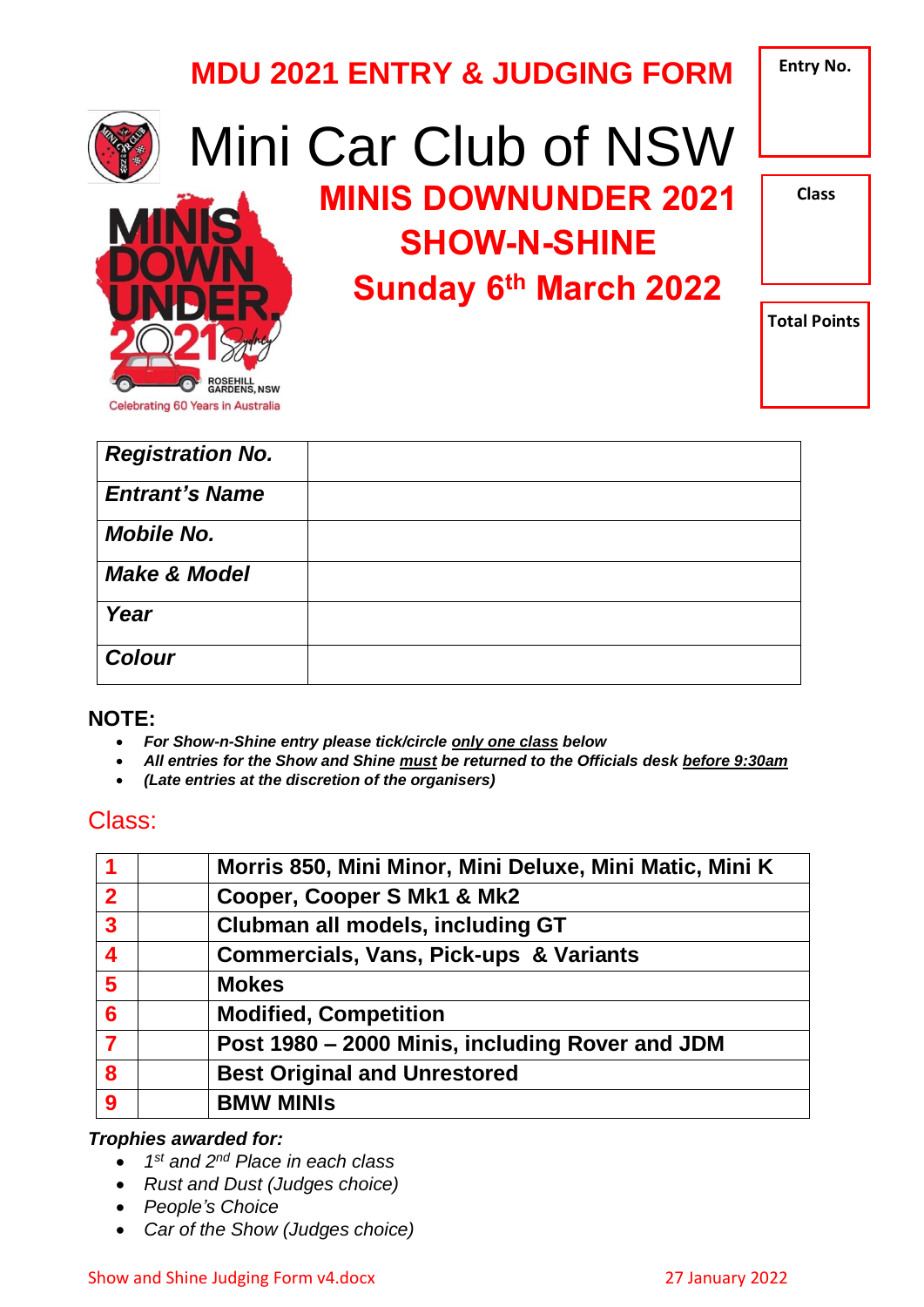# MDU 2021 ENTRY & JUDGING FORM

| Entry No. |
|---|
| |

# Mini Car Club of NSW

## MINIS DOWNUNDER 2021

## SHOW-N-SHINE

## Sunday 6th March 2022

| Class |
|---|
| |

| Total Points |
|---|
| |

MINIS DOWN UNDER 2021 Sydney
ROSEHILL GARDENS, NSW
Celebrating 60 Years in Australia

| | |
|---|---|
| ***Registration No.*** | |
| ***Entrant's Name*** | |
| ***Mobile No.*** | |
| ***Make & Model*** | |
| ***Year*** | |
| ***Colour*** | |

**NOTE:**

- ***For Show-n-Shine entry please tick/circle only one class below***
- ***All entries for the Show and Shine must be returned to the Officials desk before 9:30am***
- ***(Late entries at the discretion of the organisers)***

## Class:

| | | |
|---|---|---|
| **1** | | **Morris 850, Mini Minor, Mini Deluxe, Mini Matic, Mini K** |
| **2** | | **Cooper, Cooper S Mk1 & Mk2** |
| **3** | | **Clubman all models, including GT** |
| **4** | | **Commercials, Vans, Pick-ups & Variants** |
| **5** | | **Mokes** |
| **6** | | **Modified, Competition** |
| **7** | | **Post 1980 – 2000 Minis, including Rover and JDM** |
| **8** | | **Best Original and Unrestored** |
| **9** | | **BMW MINIs** |

***Trophies awarded for:***

- *1st and 2nd Place in each class*
- *Rust and Dust (Judges choice)*
- *People's Choice*
- *Car of the Show (Judges choice)*

Show and Shine Judging Form v4.docx 27 January 2022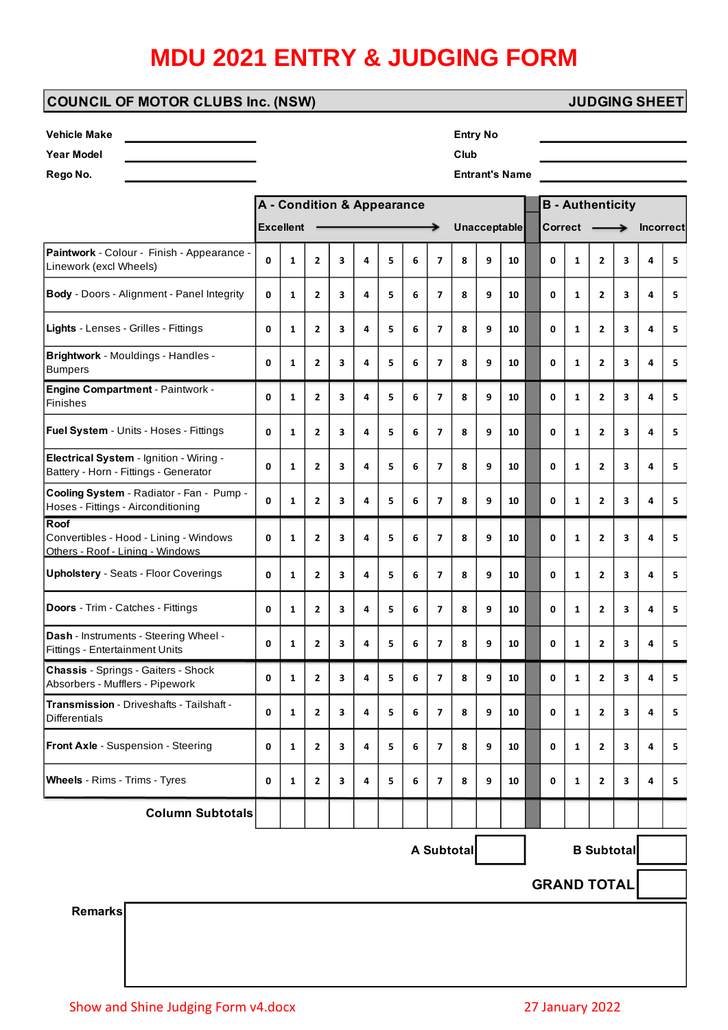# MDU 2021 ENTRY & JUDGING FORM

**COUNCIL OF MOTOR CLUBS Inc. (NSW)** — **JUDGING SHEET**

**Vehicle Make** \_\_\_\_\_\_\_\_\_\_\_\_\_\_\_\_\_\_\_\_
**Year Model** \_\_\_\_\_\_\_\_\_\_\_\_\_\_\_\_\_\_\_\_
**Rego No.** \_\_\_\_\_\_\_\_\_\_\_\_\_\_\_\_\_\_\_\_

**Entry No** \_\_\_\_\_\_\_\_\_\_\_\_\_\_\_\_\_\_\_\_
**Club** \_\_\_\_\_\_\_\_\_\_\_\_\_\_\_\_\_\_\_\_
**Entrant's Name** \_\_\_\_\_\_\_\_\_\_\_\_\_\_\_\_\_\_\_\_

| | A - Condition & Appearance | | | | | | | | | | | | B - Authenticity | | | | | |
|---|---|---|---|---|---|---|---|---|---|---|---|---|---|---|---|---|---|---|
| | Excellent → Unacceptable | | | | | | | | | | | | Correct → Incorrect | | | | | |
| **Paintwork** - Colour - Finish - Appearance - Linework (excl Wheels) | 0 | 1 | 2 | 3 | 4 | 5 | 6 | 7 | 8 | 9 | 10 | | 0 | 1 | 2 | 3 | 4 | 5 |
| **Body** - Doors - Alignment - Panel Integrity | 0 | 1 | 2 | 3 | 4 | 5 | 6 | 7 | 8 | 9 | 10 | | 0 | 1 | 2 | 3 | 4 | 5 |
| **Lights** - Lenses - Grilles - Fittings | 0 | 1 | 2 | 3 | 4 | 5 | 6 | 7 | 8 | 9 | 10 | | 0 | 1 | 2 | 3 | 4 | 5 |
| **Brightwork** - Mouldings - Handles - Bumpers | 0 | 1 | 2 | 3 | 4 | 5 | 6 | 7 | 8 | 9 | 10 | | 0 | 1 | 2 | 3 | 4 | 5 |
| **Engine Compartment** - Paintwork - Finishes | 0 | 1 | 2 | 3 | 4 | 5 | 6 | 7 | 8 | 9 | 10 | | 0 | 1 | 2 | 3 | 4 | 5 |
| **Fuel System** - Units - Hoses - Fittings | 0 | 1 | 2 | 3 | 4 | 5 | 6 | 7 | 8 | 9 | 10 | | 0 | 1 | 2 | 3 | 4 | 5 |
| **Electrical System** - Ignition - Wiring - Battery - Horn - Fittings - Generator | 0 | 1 | 2 | 3 | 4 | 5 | 6 | 7 | 8 | 9 | 10 | | 0 | 1 | 2 | 3 | 4 | 5 |
| **Cooling System** - Radiator - Fan - Pump - Hoses - Fittings - Airconditioning | 0 | 1 | 2 | 3 | 4 | 5 | 6 | 7 | 8 | 9 | 10 | | 0 | 1 | 2 | 3 | 4 | 5 |
| **Roof** Convertibles - Hood - Lining - Windows Others - Roof - Lining - Windows | 0 | 1 | 2 | 3 | 4 | 5 | 6 | 7 | 8 | 9 | 10 | | 0 | 1 | 2 | 3 | 4 | 5 |
| **Upholstery** - Seats - Floor Coverings | 0 | 1 | 2 | 3 | 4 | 5 | 6 | 7 | 8 | 9 | 10 | | 0 | 1 | 2 | 3 | 4 | 5 |
| **Doors** - Trim - Catches - Fittings | 0 | 1 | 2 | 3 | 4 | 5 | 6 | 7 | 8 | 9 | 10 | | 0 | 1 | 2 | 3 | 4 | 5 |
| **Dash** - Instruments - Steering Wheel - Fittings - Entertainment Units | 0 | 1 | 2 | 3 | 4 | 5 | 6 | 7 | 8 | 9 | 10 | | 0 | 1 | 2 | 3 | 4 | 5 |
| **Chassis** - Springs - Gaiters - Shock Absorbers - Mufflers - Pipework | 0 | 1 | 2 | 3 | 4 | 5 | 6 | 7 | 8 | 9 | 10 | | 0 | 1 | 2 | 3 | 4 | 5 |
| **Transmission** - Driveshafts - Tailshaft - Differentials | 0 | 1 | 2 | 3 | 4 | 5 | 6 | 7 | 8 | 9 | 10 | | 0 | 1 | 2 | 3 | 4 | 5 |
| **Front Axle** - Suspension - Steering | 0 | 1 | 2 | 3 | 4 | 5 | 6 | 7 | 8 | 9 | 10 | | 0 | 1 | 2 | 3 | 4 | 5 |
| **Wheels** - Rims - Trims - Tyres | 0 | 1 | 2 | 3 | 4 | 5 | 6 | 7 | 8 | 9 | 10 | | 0 | 1 | 2 | 3 | 4 | 5 |
| **Column Subtotals** | | | | | | | | | | | | | | | | | | |

**A Subtotal** \_\_\_\_\_\_\_\_ **B Subtotal** \_\_\_\_\_\_\_\_

**GRAND TOTAL** \_\_\_\_\_\_\_\_

**Remarks**

Show and Shine Judging Form v4.docx — 27 January 2022